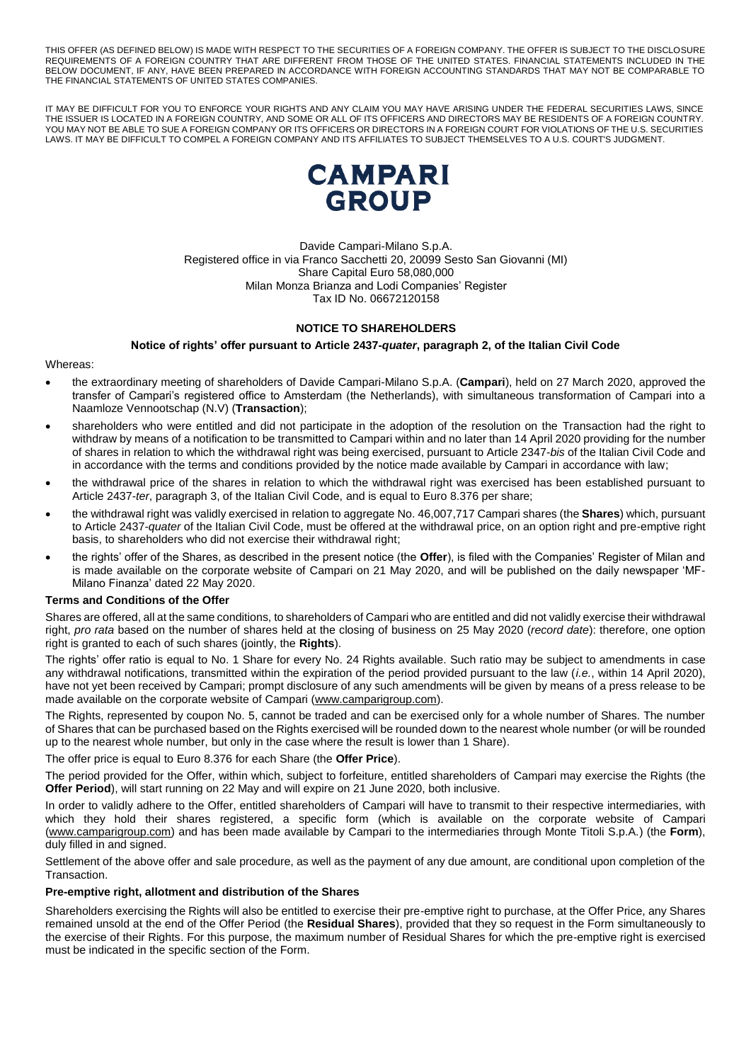THIS OFFER (AS DEFINED BELOW) IS MADE WITH RESPECT TO THE SECURITIES OF A FOREIGN COMPANY. THE OFFER IS SUBJECT TO THE DISCLOSURE REQUIREMENTS OF A FOREIGN COUNTRY THAT ARE DIFFERENT FROM THOSE OF THE UNITED STATES. FINANCIAL STATEMENTS INCLUDED IN THE BELOW DOCUMENT, IF ANY, HAVE BEEN PREPARED IN ACCORDANCE WITH FOREIGN ACCOUNTING STANDARDS THAT MAY NOT BE COMPARABLE TO THE FINANCIAL STATEMENTS OF UNITED STATES COMPANIES.

IT MAY BE DIFFICULT FOR YOU TO ENFORCE YOUR RIGHTS AND ANY CLAIM YOU MAY HAVE ARISING UNDER THE FEDERAL SECURITIES LAWS, SINCE THE ISSUER IS LOCATED IN A FOREIGN COUNTRY, AND SOME OR ALL OF ITS OFFICERS AND DIRECTORS MAY BE RESIDENTS OF A FOREIGN COUNTRY. YOU MAY NOT BE ABLE TO SUE A FOREIGN COMPANY OR ITS OFFICERS OR DIRECTORS IN A FOREIGN COURT FOR VIOLATIONS OF THE U.S. SECURITIES LAWS. IT MAY BE DIFFICULT TO COMPEL A FOREIGN COMPANY AND ITS AFFILIATES TO SUBJECT THEMSELVES TO A U.S. COURT'S JUDGMENT.

**CAMPARI GROUP**

Davide Campari-Milano S.p.A.
Registered office in via Franco Sacchetti 20, 20099 Sesto San Giovanni (MI)
Share Capital Euro 58,080,000
Milan Monza Brianza and Lodi Companies' Register
Tax ID No. 06672120158

## NOTICE TO SHAREHOLDERS

### Notice of rights' offer pursuant to Article 2437-*quater*, paragraph 2, of the Italian Civil Code

Whereas:

- the extraordinary meeting of shareholders of Davide Campari-Milano S.p.A. (**Campari**), held on 27 March 2020, approved the transfer of Campari's registered office to Amsterdam (the Netherlands), with simultaneous transformation of Campari into a Naamloze Vennootschap (N.V) (**Transaction**);
- shareholders who were entitled and did not participate in the adoption of the resolution on the Transaction had the right to withdraw by means of a notification to be transmitted to Campari within and no later than 14 April 2020 providing for the number of shares in relation to which the withdrawal right was being exercised, pursuant to Article 2347-*bis* of the Italian Civil Code and in accordance with the terms and conditions provided by the notice made available by Campari in accordance with law;
- the withdrawal price of the shares in relation to which the withdrawal right was exercised has been established pursuant to Article 2437-*ter*, paragraph 3, of the Italian Civil Code, and is equal to Euro 8.376 per share;
- the withdrawal right was validly exercised in relation to aggregate No. 46,007,717 Campari shares (the **Shares**) which, pursuant to Article 2437-*quater* of the Italian Civil Code, must be offered at the withdrawal price, on an option right and pre-emptive right basis, to shareholders who did not exercise their withdrawal right;
- the rights' offer of the Shares, as described in the present notice (the **Offer**), is filed with the Companies' Register of Milan and is made available on the corporate website of Campari on 21 May 2020, and will be published on the daily newspaper 'MF-Milano Finanza' dated 22 May 2020.

### Terms and Conditions of the Offer

Shares are offered, all at the same conditions, to shareholders of Campari who are entitled and did not validly exercise their withdrawal right, *pro rata* based on the number of shares held at the closing of business on 25 May 2020 (*record date*): therefore, one option right is granted to each of such shares (jointly, the **Rights**).

The rights' offer ratio is equal to No. 1 Share for every No. 24 Rights available. Such ratio may be subject to amendments in case any withdrawal notifications, transmitted within the expiration of the period provided pursuant to the law (*i.e.*, within 14 April 2020), have not yet been received by Campari; prompt disclosure of any such amendments will be given by means of a press release to be made available on the corporate website of Campari (www.camparigroup.com).

The Rights, represented by coupon No. 5, cannot be traded and can be exercised only for a whole number of Shares. The number of Shares that can be purchased based on the Rights exercised will be rounded down to the nearest whole number (or will be rounded up to the nearest whole number, but only in the case where the result is lower than 1 Share).

The offer price is equal to Euro 8.376 for each Share (the **Offer Price**).

The period provided for the Offer, within which, subject to forfeiture, entitled shareholders of Campari may exercise the Rights (the **Offer Period**), will start running on 22 May and will expire on 21 June 2020, both inclusive.

In order to validly adhere to the Offer, entitled shareholders of Campari will have to transmit to their respective intermediaries, with which they hold their shares registered, a specific form (which is available on the corporate website of Campari (www.camparigroup.com) and has been made available by Campari to the intermediaries through Monte Titoli S.p.A.) (the **Form**), duly filled in and signed.

Settlement of the above offer and sale procedure, as well as the payment of any due amount, are conditional upon completion of the Transaction.

### Pre-emptive right, allotment and distribution of the Shares

Shareholders exercising the Rights will also be entitled to exercise their pre-emptive right to purchase, at the Offer Price, any Shares remained unsold at the end of the Offer Period (the **Residual Shares**), provided that they so request in the Form simultaneously to the exercise of their Rights. For this purpose, the maximum number of Residual Shares for which the pre-emptive right is exercised must be indicated in the specific section of the Form.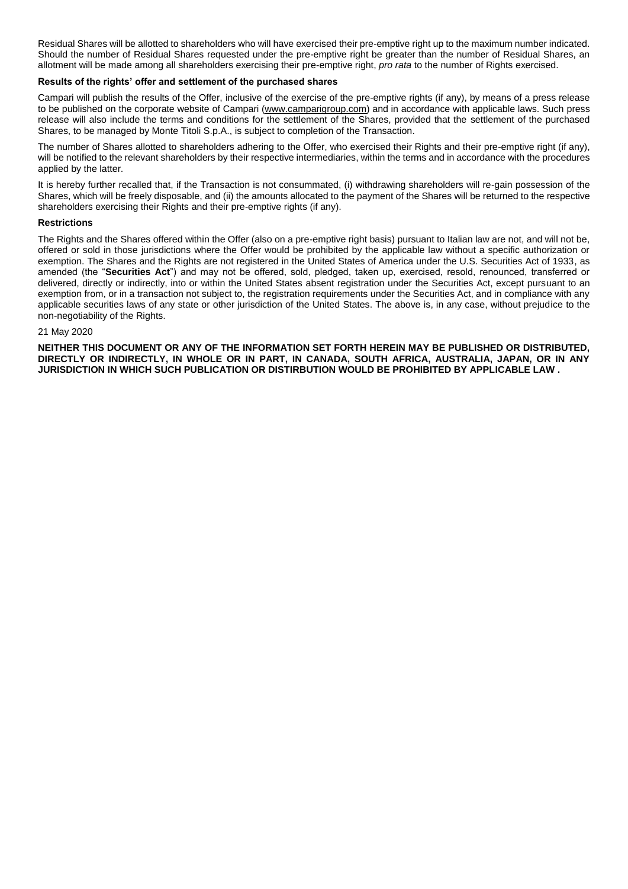Residual Shares will be allotted to shareholders who will have exercised their pre-emptive right up to the maximum number indicated. Should the number of Residual Shares requested under the pre-emptive right be greater than the number of Residual Shares, an allotment will be made among all shareholders exercising their pre-emptive right, *pro rata* to the number of Rights exercised.

**Results of the rights' offer and settlement of the purchased shares**

Campari will publish the results of the Offer, inclusive of the exercise of the pre-emptive rights (if any), by means of a press release to be published on the corporate website of Campari (www.camparigroup.com) and in accordance with applicable laws. Such press release will also include the terms and conditions for the settlement of the Shares, provided that the settlement of the purchased Shares, to be managed by Monte Titoli S.p.A., is subject to completion of the Transaction.

The number of Shares allotted to shareholders adhering to the Offer, who exercised their Rights and their pre-emptive right (if any), will be notified to the relevant shareholders by their respective intermediaries, within the terms and in accordance with the procedures applied by the latter.

It is hereby further recalled that, if the Transaction is not consummated, (i) withdrawing shareholders will re-gain possession of the Shares, which will be freely disposable, and (ii) the amounts allocated to the payment of the Shares will be returned to the respective shareholders exercising their Rights and their pre-emptive rights (if any).

**Restrictions**

The Rights and the Shares offered within the Offer (also on a pre-emptive right basis) pursuant to Italian law are not, and will not be, offered or sold in those jurisdictions where the Offer would be prohibited by the applicable law without a specific authorization or exemption. The Shares and the Rights are not registered in the United States of America under the U.S. Securities Act of 1933, as amended (the "**Securities Act**") and may not be offered, sold, pledged, taken up, exercised, resold, renounced, transferred or delivered, directly or indirectly, into or within the United States absent registration under the Securities Act, except pursuant to an exemption from, or in a transaction not subject to, the registration requirements under the Securities Act, and in compliance with any applicable securities laws of any state or other jurisdiction of the United States. The above is, in any case, without prejudice to the non-negotiability of the Rights.

21 May 2020

**NEITHER THIS DOCUMENT OR ANY OF THE INFORMATION SET FORTH HEREIN MAY BE PUBLISHED OR DISTRIBUTED, DIRECTLY OR INDIRECTLY, IN WHOLE OR IN PART, IN CANADA, SOUTH AFRICA, AUSTRALIA, JAPAN, OR IN ANY JURISDICTION IN WHICH SUCH PUBLICATION OR DISTIRBUTION WOULD BE PROHIBITED BY APPLICABLE LAW .**